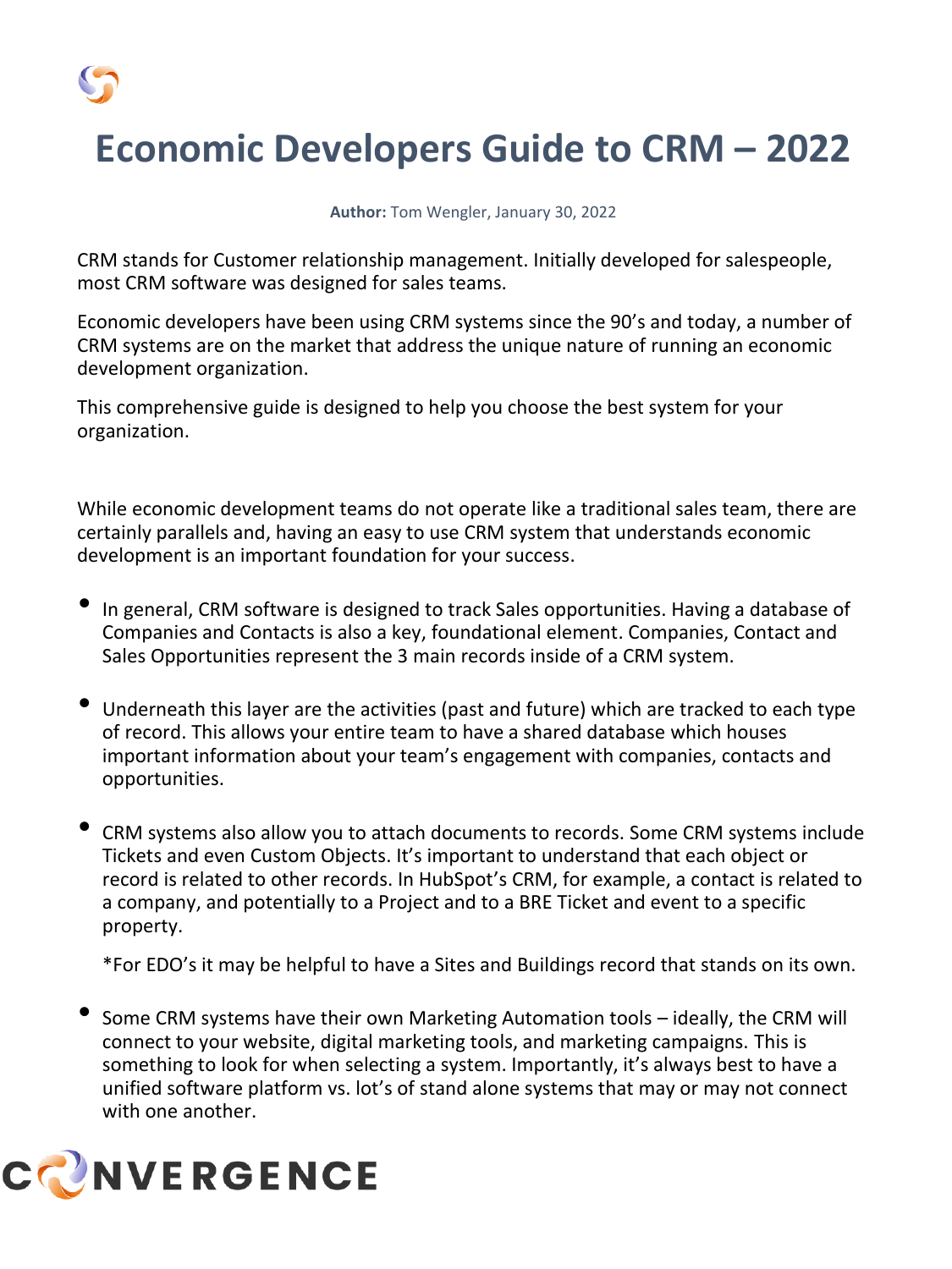# Economic Developers Guide to CRM – 2022

**Author:** Tom Wengler, January 30, 2022

CRM stands for Customer relationship management. Initially developed for salespeople, most CRM software was designed for sales teams.

Economic developers have been using CRM systems since the 90's and today, a number of CRM systems are on the market that address the unique nature of running an economic development organization.

This comprehensive guide is designed to help you choose the best system for your organization.

While economic development teams do not operate like a traditional sales team, there are certainly parallels and, having an easy to use CRM system that understands economic development is an important foundation for your success.

- In general, CRM software is designed to track Sales opportunities. Having a database of Companies and Contacts is also a key, foundational element. Companies, Contact and Sales Opportunities represent the 3 main records inside of a CRM system.

- Underneath this layer are the activities (past and future) which are tracked to each type of record. This allows your entire team to have a shared database which houses important information about your team's engagement with companies, contacts and opportunities.

- CRM systems also allow you to attach documents to records. Some CRM systems include Tickets and even Custom Objects. It's important to understand that each object or record is related to other records. In HubSpot's CRM, for example, a contact is related to a company, and potentially to a Project and to a BRE Ticket and event to a specific property.

  *For EDO's it may be helpful to have a Sites and Buildings record that stands on its own.

- Some CRM systems have their own Marketing Automation tools – ideally, the CRM will connect to your website, digital marketing tools, and marketing campaigns. This is something to look for when selecting a system. Importantly, it's always best to have a unified software platform vs. lot's of stand alone systems that may or may not connect with one another.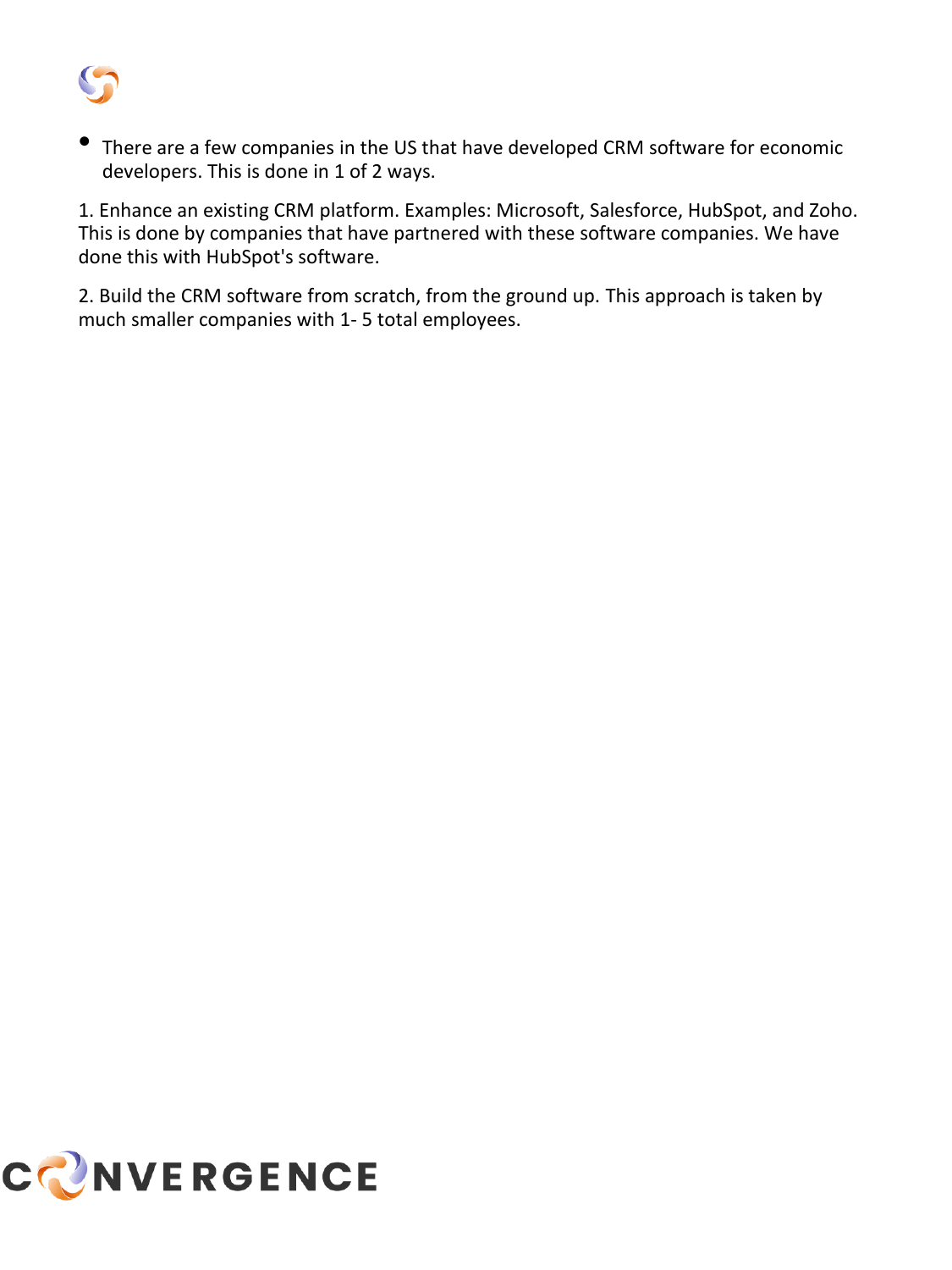- There are a few companies in the US that have developed CRM software for economic developers. This is done in 1 of 2 ways.

1. Enhance an existing CRM platform. Examples: Microsoft, Salesforce, HubSpot, and Zoho. This is done by companies that have partnered with these software companies. We have done this with HubSpot's software.

2. Build the CRM software from scratch, from the ground up. This approach is taken by much smaller companies with 1- 5 total employees.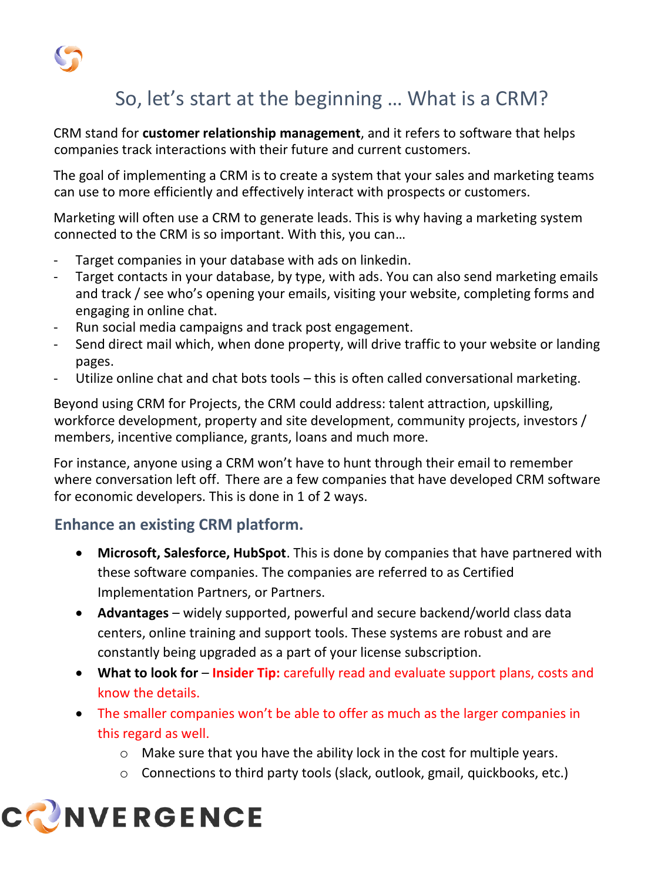# So, let's start at the beginning … What is a CRM?

CRM stand for **customer relationship management**, and it refers to software that helps companies track interactions with their future and current customers.

The goal of implementing a CRM is to create a system that your sales and marketing teams can use to more efficiently and effectively interact with prospects or customers.

Marketing will often use a CRM to generate leads. This is why having a marketing system connected to the CRM is so important. With this, you can…

- Target companies in your database with ads on linkedin.
- Target contacts in your database, by type, with ads. You can also send marketing emails and track / see who's opening your emails, visiting your website, completing forms and engaging in online chat.
- Run social media campaigns and track post engagement.
- Send direct mail which, when done property, will drive traffic to your website or landing pages.
- Utilize online chat and chat bots tools – this is often called conversational marketing.

Beyond using CRM for Projects, the CRM could address: talent attraction, upskilling, workforce development, property and site development, community projects, investors / members, incentive compliance, grants, loans and much more.

For instance, anyone using a CRM won't have to hunt through their email to remember where conversation left off. There are a few companies that have developed CRM software for economic developers. This is done in 1 of 2 ways.

## Enhance an existing CRM platform.

- **Microsoft, Salesforce, HubSpot**. This is done by companies that have partnered with these software companies. The companies are referred to as Certified Implementation Partners, or Partners.
- **Advantages** – widely supported, powerful and secure backend/world class data centers, online training and support tools. These systems are robust and are constantly being upgraded as a part of your license subscription.
- **What to look for** – **Insider Tip:** carefully read and evaluate support plans, costs and know the details.
- The smaller companies won't be able to offer as much as the larger companies in this regard as well.
  - Make sure that you have the ability lock in the cost for multiple years.
  - Connections to third party tools (slack, outlook, gmail, quickbooks, etc.)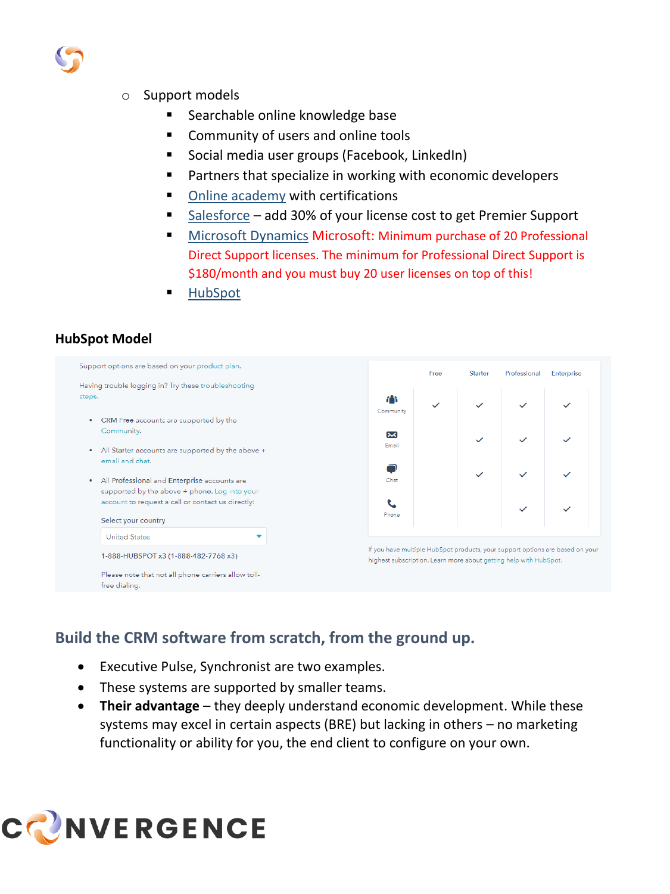- Support models
    - Searchable online knowledge base
    - Community of users and online tools
    - Social media user groups (Facebook, LinkedIn)
    - Partners that specialize in working with economic developers
    - Online academy with certifications
    - Salesforce – add 30% of your license cost to get Premier Support
    - Microsoft Dynamics Microsoft: Minimum purchase of 20 Professional Direct Support licenses. The minimum for Professional Direct Support is $180/month and you must buy 20 user licenses on top of this!
    - HubSpot

**HubSpot Model**

Support options are based on your product plan.

Having trouble logging in? Try these troubleshooting steps.

- CRM Free accounts are supported by the Community.
- All Starter accounts are supported by the above + email and chat.
- All Professional and Enterprise accounts are supported by the above + phone. Log into your account to request a call or contact us directly:

Select your country

United States

1-888-HUBSPOT x3 (1-888-482-7768 x3)

Please note that not all phone carriers allow toll-free dialing.

| | Free | Starter | Professional | Enterprise |
|---|---|---|---|---|
| Community | ✓ | ✓ | ✓ | ✓ |
| Email | | ✓ | ✓ | ✓ |
| Chat | | ✓ | ✓ | ✓ |
| Phone | | | ✓ | ✓ |

If you have multiple HubSpot products, your support options are based on your highest subscription. Learn more about getting help with HubSpot.

## Build the CRM software from scratch, from the ground up.

- Executive Pulse, Synchronist are two examples.
- These systems are supported by smaller teams.
- **Their advantage** – they deeply understand economic development. While these systems may excel in certain aspects (BRE) but lacking in others – no marketing functionality or ability for you, the end client to configure on your own.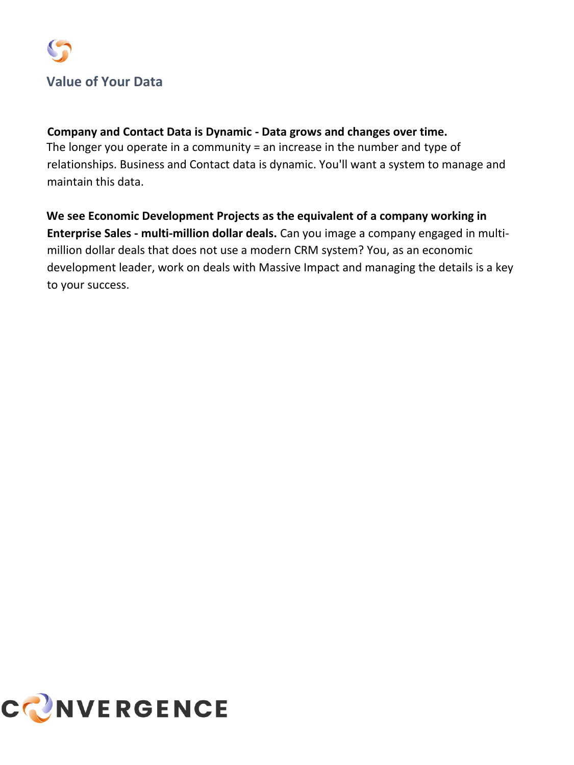## Value of Your Data

**Company and Contact Data is Dynamic - Data grows and changes over time.**
The longer you operate in a community = an increase in the number and type of relationships. Business and Contact data is dynamic. You'll want a system to manage and maintain this data.

**We see Economic Development Projects as the equivalent of a company working in Enterprise Sales - multi-million dollar deals.** Can you image a company engaged in multi-million dollar deals that does not use a modern CRM system? You, as an economic development leader, work on deals with Massive Impact and managing the details is a key to your success.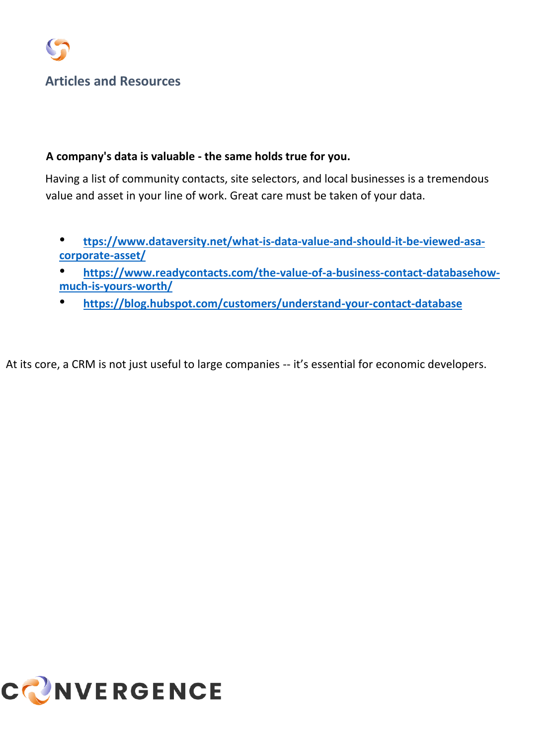## Articles and Resources

**A company's data is valuable - the same holds true for you.**

Having a list of community contacts, site selectors, and local businesses is a tremendous value and asset in your line of work. Great care must be taken of your data.

- **ttps://www.dataversity.net/what-is-data-value-and-should-it-be-viewed-asa-corporate-asset/**
- **https://www.readycontacts.com/the-value-of-a-business-contact-databasehow-much-is-yours-worth/**
- **https://blog.hubspot.com/customers/understand-your-contact-database**

At its core, a CRM is not just useful to large companies -- it's essential for economic developers.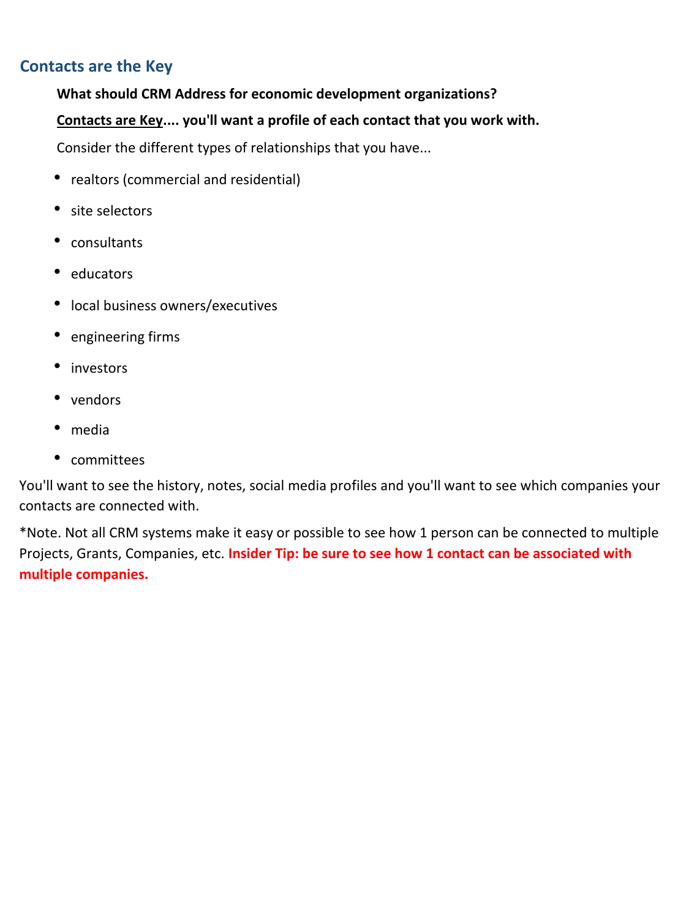## Contacts are the Key

**What should CRM Address for economic development organizations?**

**<u>Contacts are Key</u>.... you'll want a profile of each contact that you work with.**

Consider the different types of relationships that you have...

- realtors (commercial and residential)
- site selectors
- consultants
- educators
- local business owners/executives
- engineering firms
- investors
- vendors
- media
- committees

You'll want to see the history, notes, social media profiles and you'll want to see which companies your contacts are connected with.

*Note. Not all CRM systems make it easy or possible to see how 1 person can be connected to multiple Projects, Grants, Companies, etc. **Insider Tip: be sure to see how 1 contact can be associated with multiple companies.**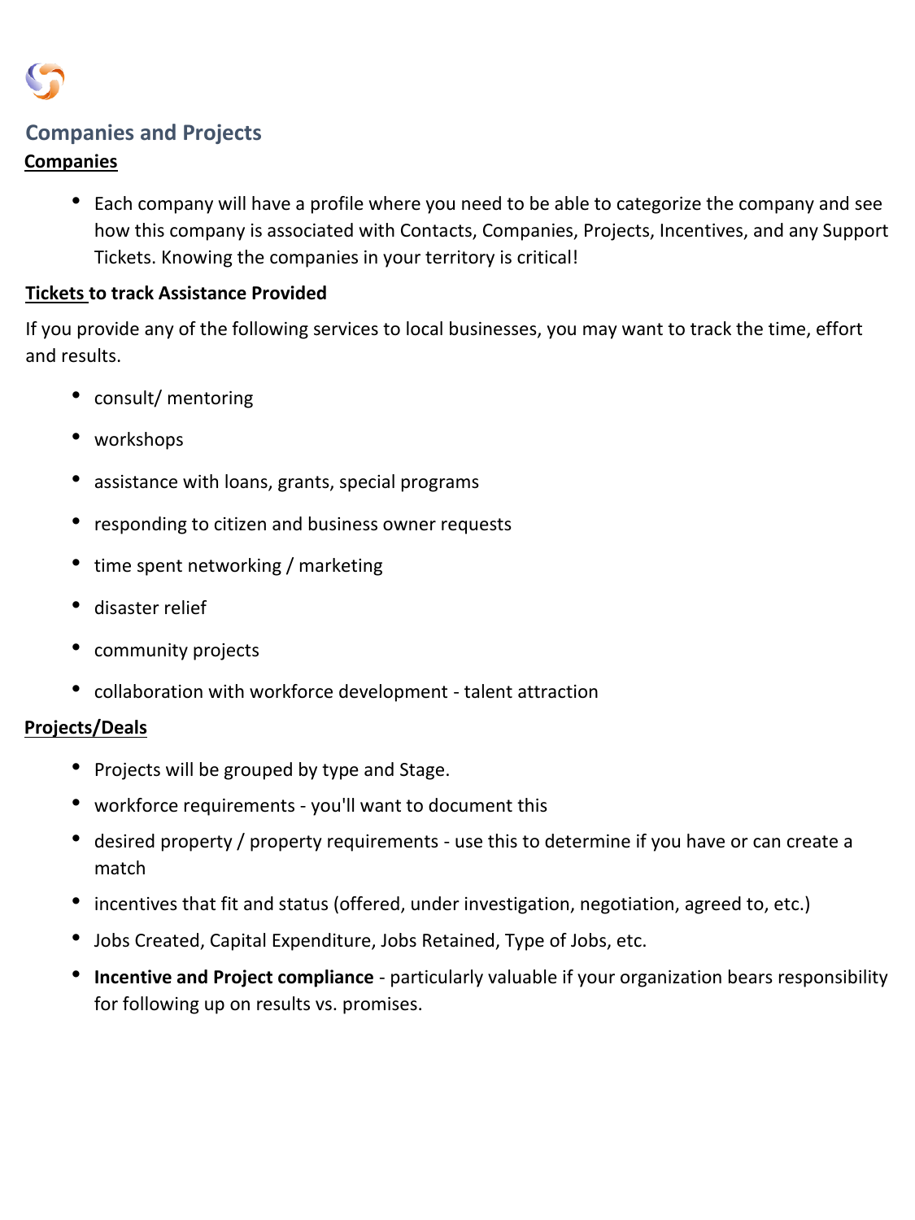## Companies and Projects

**Companies**

- Each company will have a profile where you need to be able to categorize the company and see how this company is associated with Contacts, Companies, Projects, Incentives, and any Support Tickets. Knowing the companies in your territory is critical!

**Tickets to track Assistance Provided**

If you provide any of the following services to local businesses, you may want to track the time, effort and results.

- consult/ mentoring
- workshops
- assistance with loans, grants, special programs
- responding to citizen and business owner requests
- time spent networking / marketing
- disaster relief
- community projects
- collaboration with workforce development - talent attraction

**Projects/Deals**

- Projects will be grouped by type and Stage.
- workforce requirements - you'll want to document this
- desired property / property requirements - use this to determine if you have or can create a match
- incentives that fit and status (offered, under investigation, negotiation, agreed to, etc.)
- Jobs Created, Capital Expenditure, Jobs Retained, Type of Jobs, etc.
- **Incentive and Project compliance** - particularly valuable if your organization bears responsibility for following up on results vs. promises.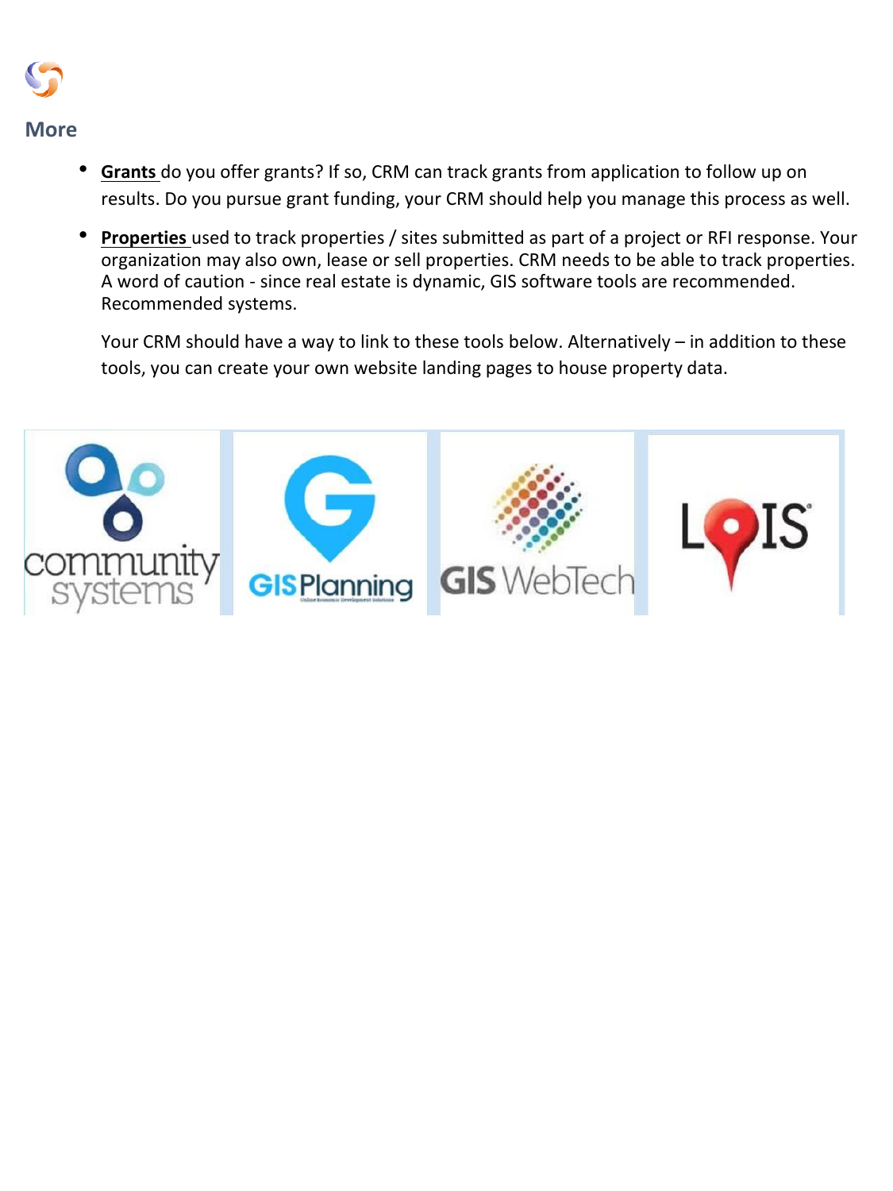## More

- **Grants** do you offer grants? If so, CRM can track grants from application to follow up on results. Do you pursue grant funding, your CRM should help you manage this process as well.

- **Properties** used to track properties / sites submitted as part of a project or RFI response. Your organization may also own, lease or sell properties. CRM needs to be able to track properties. A word of caution - since real estate is dynamic, GIS software tools are recommended. Recommended systems.

  Your CRM should have a way to link to these tools below. Alternatively – in addition to these tools, you can create your own website landing pages to house property data.

community systems | GISPlanning | GIS WebTech | LOIS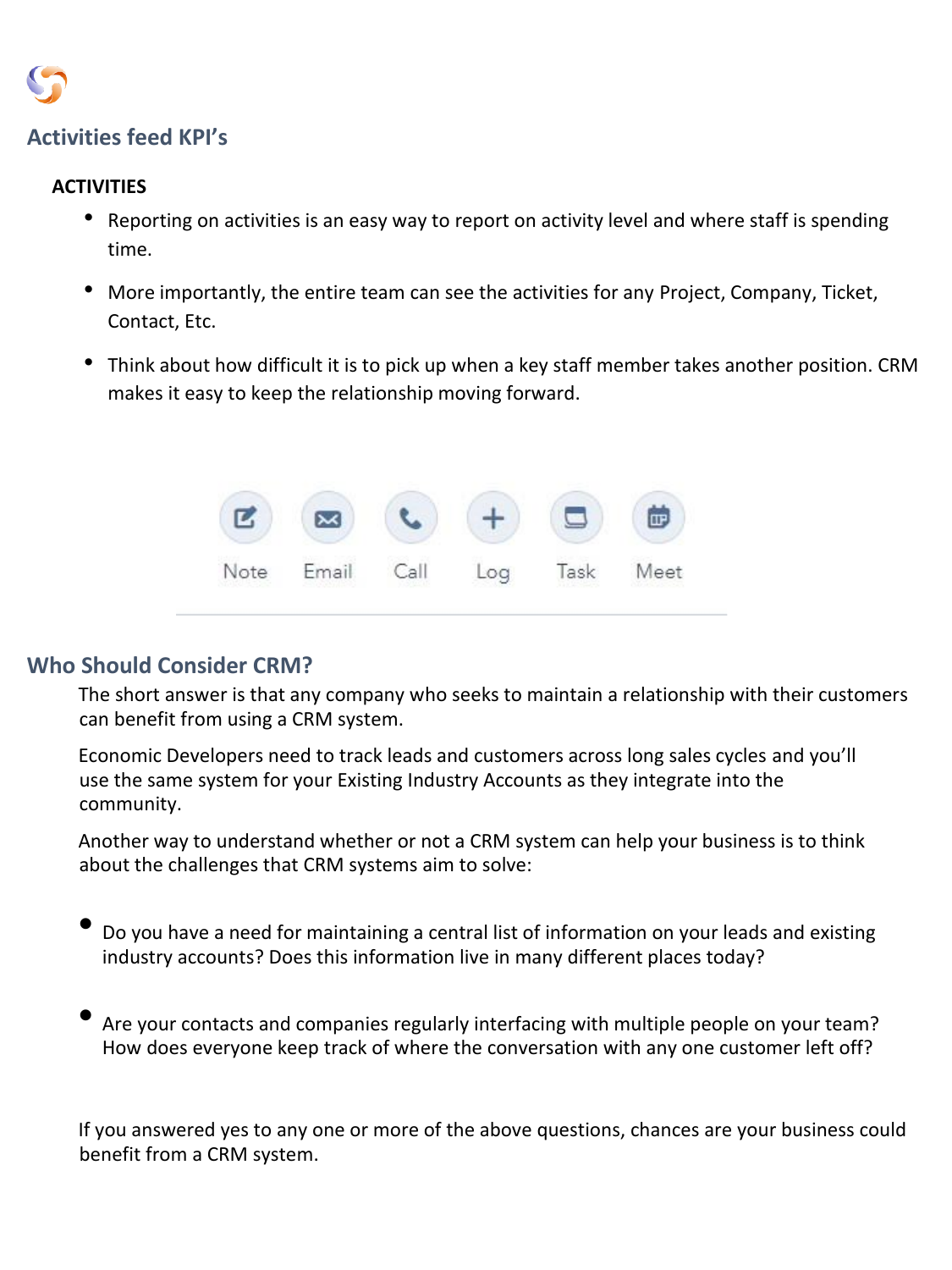## Activities feed KPI's

**ACTIVITIES**

- Reporting on activities is an easy way to report on activity level and where staff is spending time.
- More importantly, the entire team can see the activities for any Project, Company, Ticket, Contact, Etc.
- Think about how difficult it is to pick up when a key staff member takes another position. CRM makes it easy to keep the relationship moving forward.

Note Email Call Log Task Meet

## Who Should Consider CRM?

The short answer is that any company who seeks to maintain a relationship with their customers can benefit from using a CRM system.

Economic Developers need to track leads and customers across long sales cycles and you'll use the same system for your Existing Industry Accounts as they integrate into the community.

Another way to understand whether or not a CRM system can help your business is to think about the challenges that CRM systems aim to solve:

- Do you have a need for maintaining a central list of information on your leads and existing industry accounts? Does this information live in many different places today?
- Are your contacts and companies regularly interfacing with multiple people on your team? How does everyone keep track of where the conversation with any one customer left off?

If you answered yes to any one or more of the above questions, chances are your business could benefit from a CRM system.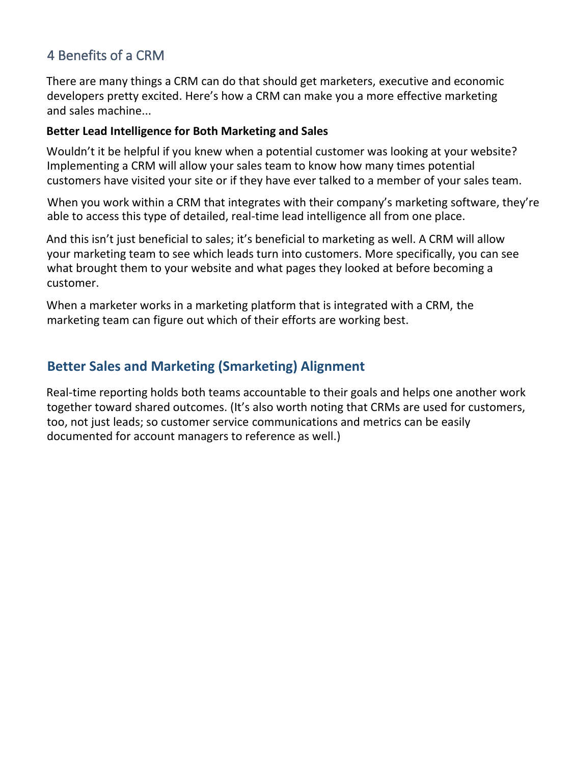## 4 Benefits of a CRM

There are many things a CRM can do that should get marketers, executive and economic developers pretty excited. Here's how a CRM can make you a more effective marketing and sales machine...

**Better Lead Intelligence for Both Marketing and Sales**

Wouldn't it be helpful if you knew when a potential customer was looking at your website? Implementing a CRM will allow your sales team to know how many times potential customers have visited your site or if they have ever talked to a member of your sales team.

When you work within a CRM that integrates with their company's marketing software, they're able to access this type of detailed, real-time lead intelligence all from one place.

And this isn't just beneficial to sales; it's beneficial to marketing as well. A CRM will allow your marketing team to see which leads turn into customers. More specifically, you can see what brought them to your website and what pages they looked at before becoming a customer.

When a marketer works in a marketing platform that is integrated with a CRM, the marketing team can figure out which of their efforts are working best.

### Better Sales and Marketing (Smarketing) Alignment

Real-time reporting holds both teams accountable to their goals and helps one another work together toward shared outcomes. (It's also worth noting that CRMs are used for customers, too, not just leads; so customer service communications and metrics can be easily documented for account managers to reference as well.)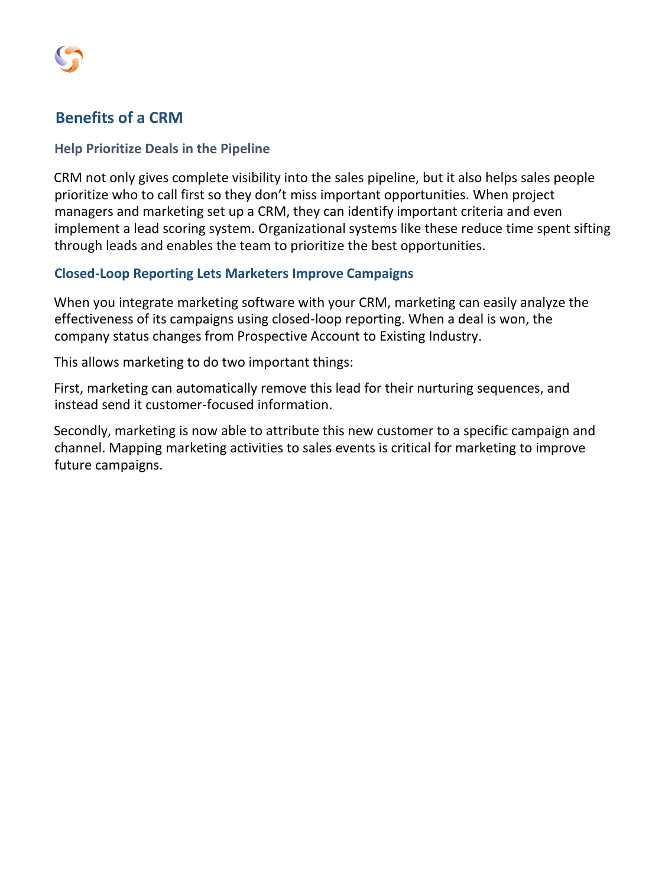## Benefits of a CRM

### Help Prioritize Deals in the Pipeline

CRM not only gives complete visibility into the sales pipeline, but it also helps sales people prioritize who to call first so they don't miss important opportunities. When project managers and marketing set up a CRM, they can identify important criteria and even implement a lead scoring system. Organizational systems like these reduce time spent sifting through leads and enables the team to prioritize the best opportunities.

### Closed-Loop Reporting Lets Marketers Improve Campaigns

When you integrate marketing software with your CRM, marketing can easily analyze the effectiveness of its campaigns using closed-loop reporting. When a deal is won, the company status changes from Prospective Account to Existing Industry.

This allows marketing to do two important things:

First, marketing can automatically remove this lead for their nurturing sequences, and instead send it customer-focused information.

Secondly, marketing is now able to attribute this new customer to a specific campaign and channel. Mapping marketing activities to sales events is critical for marketing to improve future campaigns.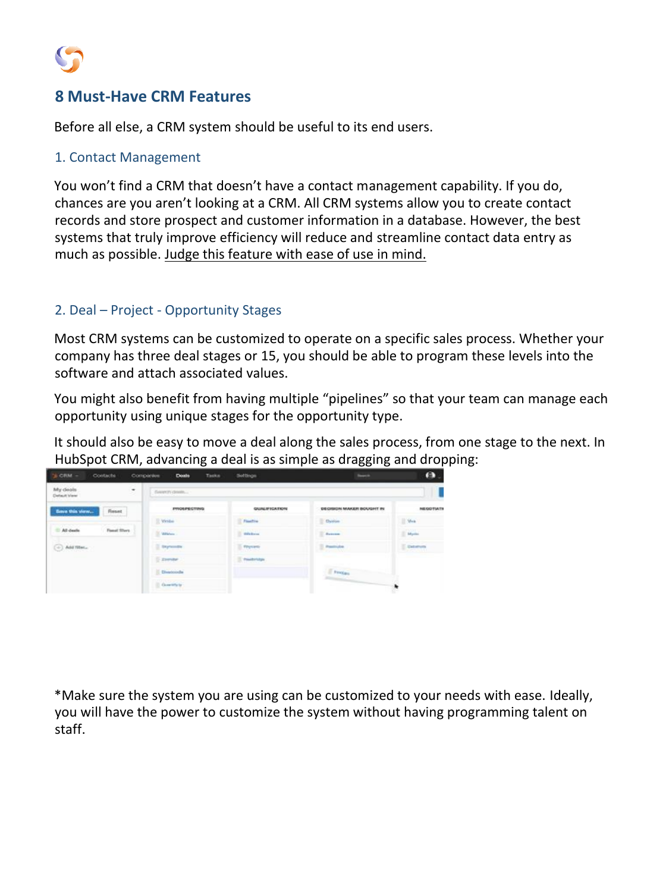## 8 Must-Have CRM Features

Before all else, a CRM system should be useful to its end users.

### 1. Contact Management

You won't find a CRM that doesn't have a contact management capability. If you do, chances are you aren't looking at a CRM. All CRM systems allow you to create contact records and store prospect and customer information in a database. However, the best systems that truly improve efficiency will reduce and streamline contact data entry as much as possible. Judge this feature with ease of use in mind.

### 2. Deal – Project - Opportunity Stages

Most CRM systems can be customized to operate on a specific sales process. Whether your company has three deal stages or 15, you should be able to program these levels into the software and attach associated values.

You might also benefit from having multiple "pipelines" so that your team can manage each opportunity using unique stages for the opportunity type.

It should also be easy to move a deal along the sales process, from one stage to the next. In HubSpot CRM, advancing a deal is as simple as dragging and dropping:

*Make sure the system you are using can be customized to your needs with ease. Ideally, you will have the power to customize the system without having programming talent on staff.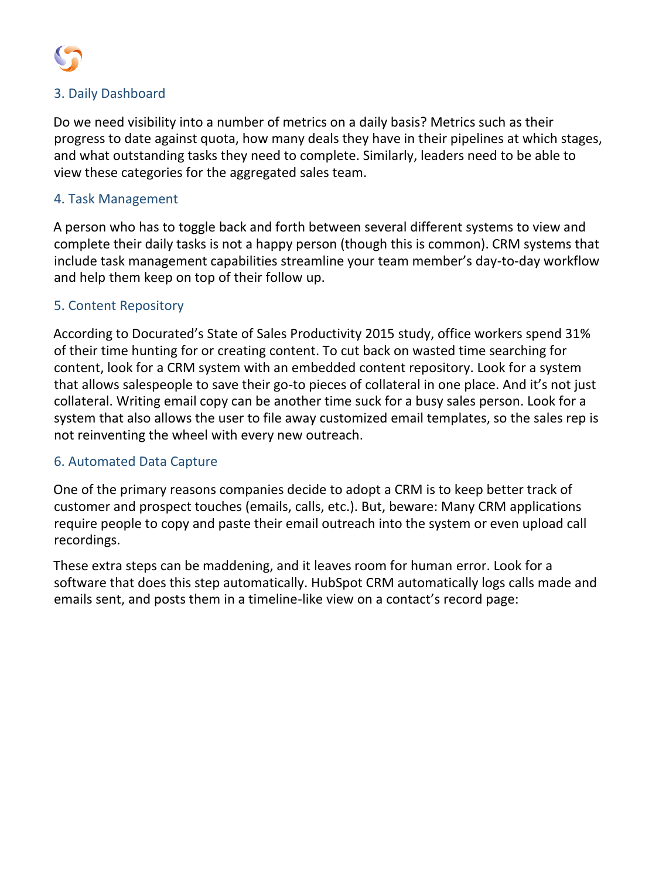### 3. Daily Dashboard

Do we need visibility into a number of metrics on a daily basis? Metrics such as their progress to date against quota, how many deals they have in their pipelines at which stages, and what outstanding tasks they need to complete. Similarly, leaders need to be able to view these categories for the aggregated sales team.

### 4. Task Management

A person who has to toggle back and forth between several different systems to view and complete their daily tasks is not a happy person (though this is common). CRM systems that include task management capabilities streamline your team member's day-to-day workflow and help them keep on top of their follow up.

### 5. Content Repository

According to Docurated's State of Sales Productivity 2015 study, office workers spend 31% of their time hunting for or creating content. To cut back on wasted time searching for content, look for a CRM system with an embedded content repository. Look for a system that allows salespeople to save their go-to pieces of collateral in one place. And it's not just collateral. Writing email copy can be another time suck for a busy sales person. Look for a system that also allows the user to file away customized email templates, so the sales rep is not reinventing the wheel with every new outreach.

### 6. Automated Data Capture

One of the primary reasons companies decide to adopt a CRM is to keep better track of customer and prospect touches (emails, calls, etc.). But, beware: Many CRM applications require people to copy and paste their email outreach into the system or even upload call recordings.

These extra steps can be maddening, and it leaves room for human error. Look for a software that does this step automatically. HubSpot CRM automatically logs calls made and emails sent, and posts them in a timeline-like view on a contact's record page: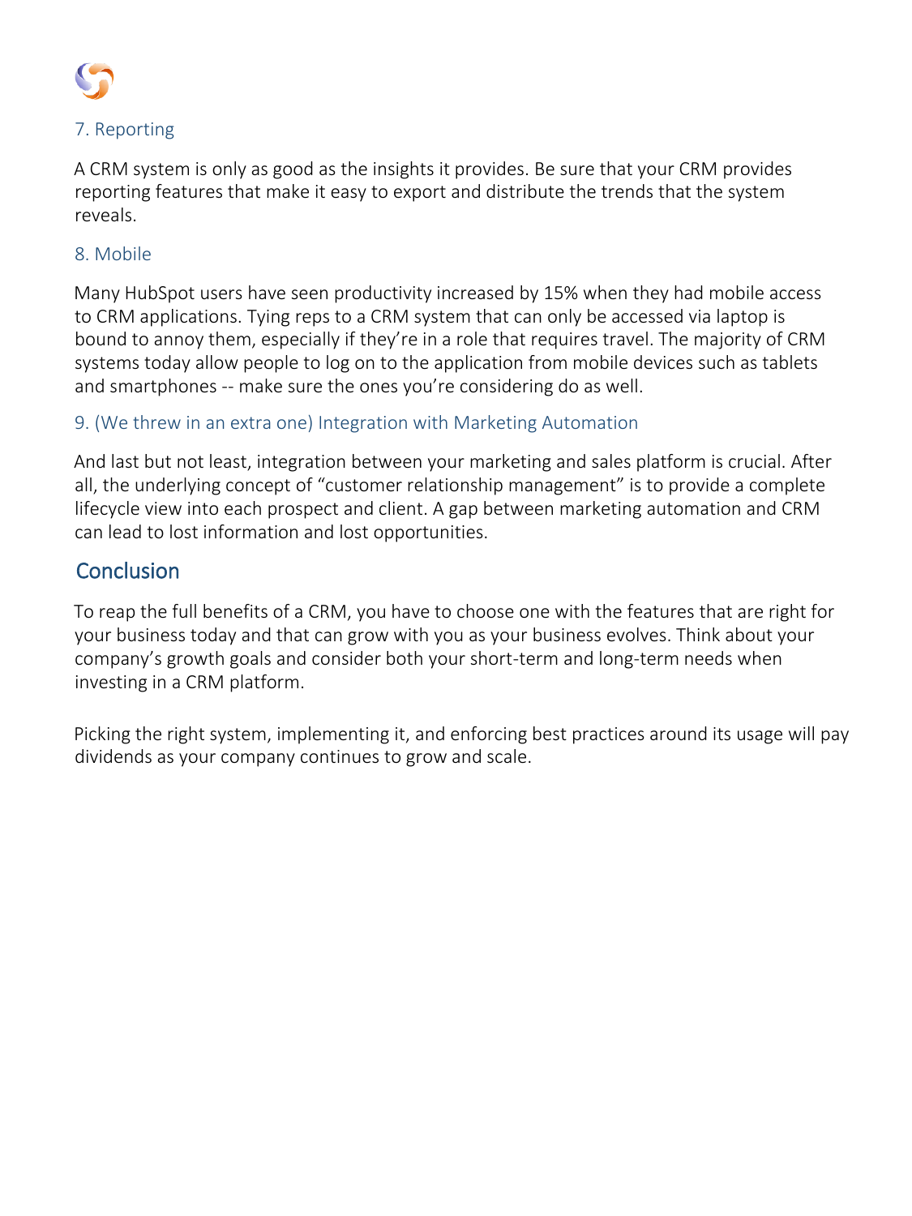### 7. Reporting

A CRM system is only as good as the insights it provides. Be sure that your CRM provides reporting features that make it easy to export and distribute the trends that the system reveals.

### 8. Mobile

Many HubSpot users have seen productivity increased by 15% when they had mobile access to CRM applications. Tying reps to a CRM system that can only be accessed via laptop is bound to annoy them, especially if they're in a role that requires travel. The majority of CRM systems today allow people to log on to the application from mobile devices such as tablets and smartphones -- make sure the ones you're considering do as well.

### 9. (We threw in an extra one) Integration with Marketing Automation

And last but not least, integration between your marketing and sales platform is crucial. After all, the underlying concept of "customer relationship management" is to provide a complete lifecycle view into each prospect and client. A gap between marketing automation and CRM can lead to lost information and lost opportunities.

## Conclusion

To reap the full benefits of a CRM, you have to choose one with the features that are right for your business today and that can grow with you as your business evolves. Think about your company's growth goals and consider both your short-term and long-term needs when investing in a CRM platform.

Picking the right system, implementing it, and enforcing best practices around its usage will pay dividends as your company continues to grow and scale.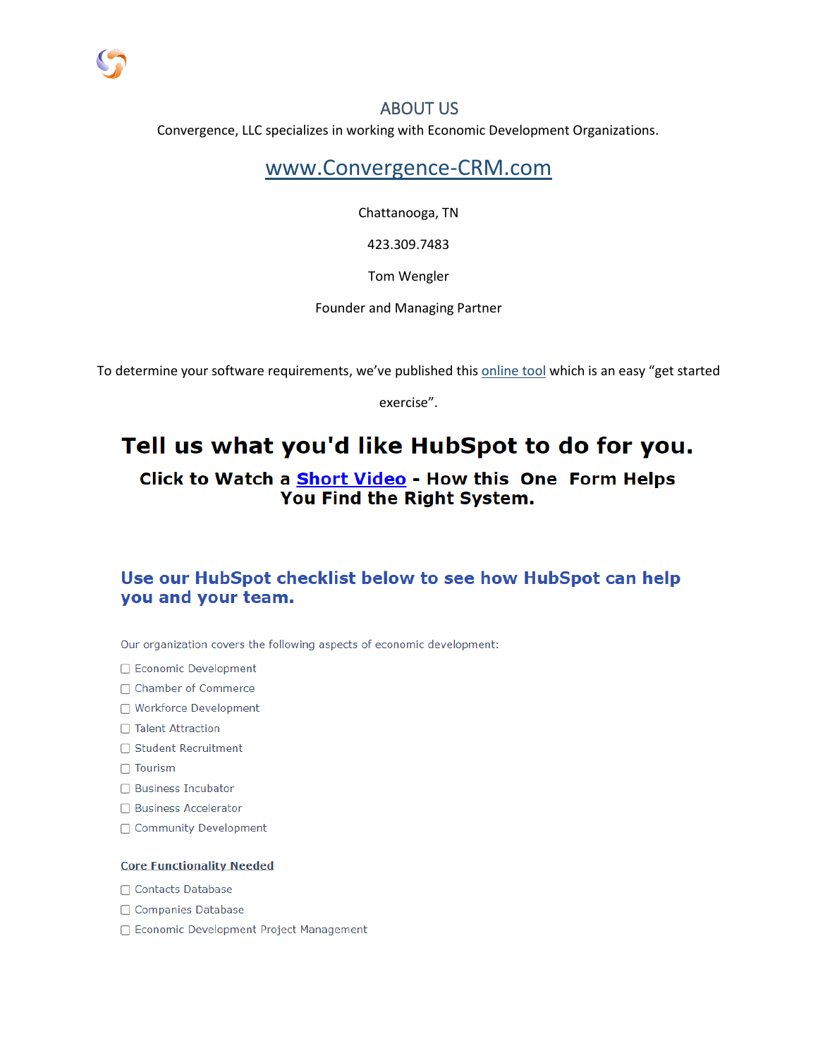## ABOUT US

Convergence, LLC specializes in working with Economic Development Organizations.

[www.Convergence-CRM.com](http://www.Convergence-CRM.com)

Chattanooga, TN

423.309.7483

Tom Wengler

Founder and Managing Partner

To determine your software requirements, we've published this online tool which is an easy "get started exercise".

# Tell us what you'd like HubSpot to do for you.

**Click to Watch a Short Video - How this One Form Helps You Find the Right System.**

## Use our HubSpot checklist below to see how HubSpot can help you and your team.

Our organization covers the following aspects of economic development:

- ☐ Economic Development
- ☐ Chamber of Commerce
- ☐ Workforce Development
- ☐ Talent Attraction
- ☐ Student Recruitment
- ☐ Tourism
- ☐ Business Incubator
- ☐ Business Accelerator
- ☐ Community Development

**Core Functionality Needed**

- ☐ Contacts Database
- ☐ Companies Database
- ☐ Economic Development Project Management